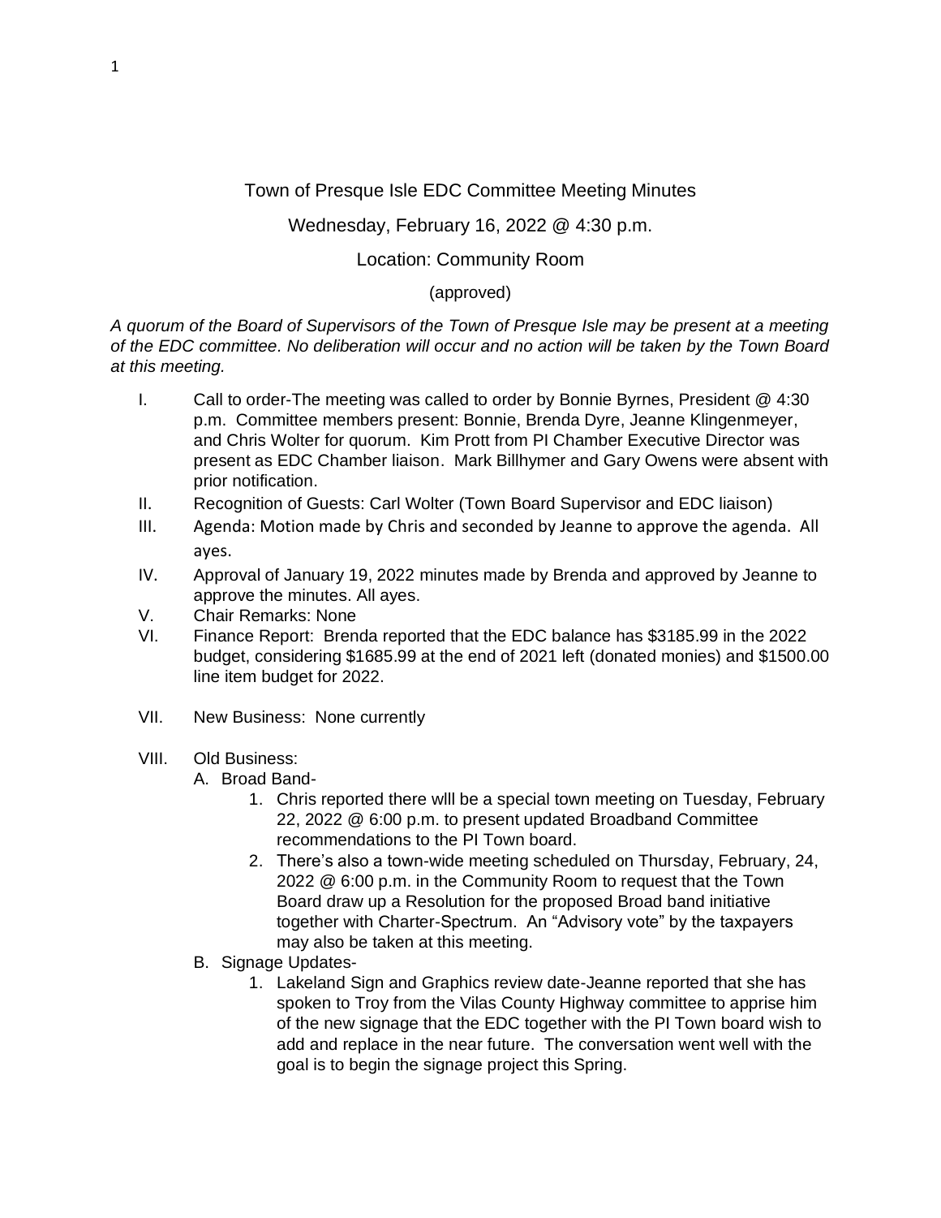# Town of Presque Isle EDC Committee Meeting Minutes

Wednesday, February 16, 2022 @ 4:30 p.m.

Location: Community Room

(approved)

*A quorum of the Board of Supervisors of the Town of Presque Isle may be present at a meeting of the EDC committee. No deliberation will occur and no action will be taken by the Town Board at this meeting.*

I. Call to order-The meeting was called to order by Bonnie Byrnes, President @ 4:30 p.m. Committee members present: Bonnie, Brenda Dyre, Jeanne Klingenmeyer, and Chris Wolter for quorum. Kim Prott from PI Chamber Executive Director was present as EDC Chamber liaison. Mark Billhymer and Gary Owens were absent with prior notification.

II. Recognition of Guests: Carl Wolter (Town Board Supervisor and EDC liaison)

III. Agenda: Motion made by Chris and seconded by Jeanne to approve the agenda. All ayes.

IV. Approval of January 19, 2022 minutes made by Brenda and approved by Jeanne to approve the minutes. All ayes.

V. Chair Remarks: None

VI. Finance Report: Brenda reported that the EDC balance has $3185.99 in the 2022 budget, considering $1685.99 at the end of 2021 left (donated monies) and $1500.00 line item budget for 2022.

VII. New Business: None currently

VIII. Old Business:

A. Broad Band-

1. Chris reported there wlll be a special town meeting on Tuesday, February 22, 2022 @ 6:00 p.m. to present updated Broadband Committee recommendations to the PI Town board.
2. There's also a town-wide meeting scheduled on Thursday, Februrary, 24, 2022 @ 6:00 p.m. in the Community Room to request that the Town Board draw up a Resolution for the proposed Broad band initiative together with Charter-Spectrum. An "Advisory vote" by the taxpayers may also be taken at this meeting.

B. Signage Updates-

1. Lakeland Sign and Graphics review date-Jeanne reported that she has spoken to Troy from the Vilas County Highway committee to apprise him of the new signage that the EDC together with the PI Town board wish to add and replace in the near future. The conversation went well with the goal is to begin the signage project this Spring.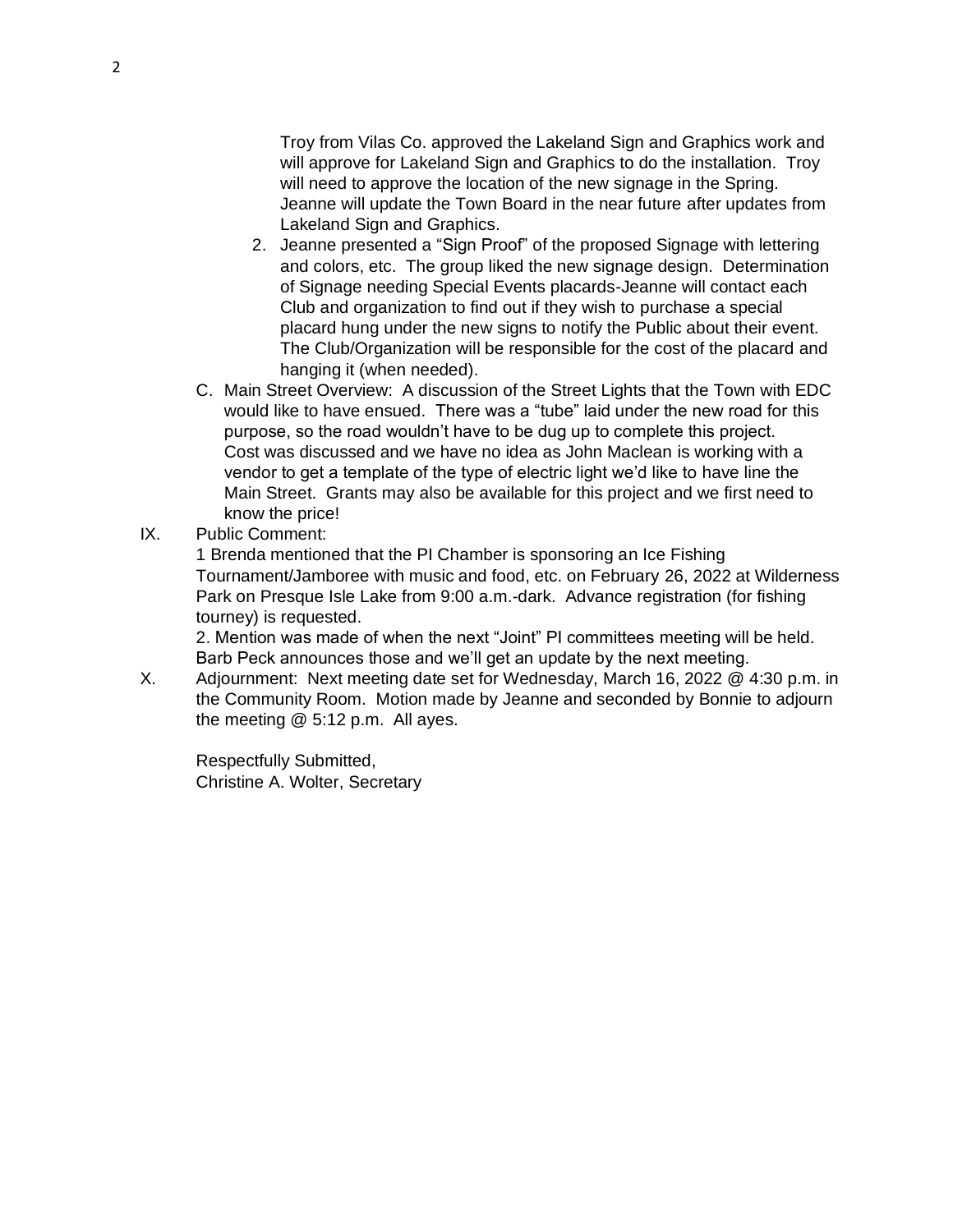Troy from Vilas Co. approved the Lakeland Sign and Graphics work and will approve for Lakeland Sign and Graphics to do the installation. Troy will need to approve the location of the new signage in the Spring. Jeanne will update the Town Board in the near future after updates from Lakeland Sign and Graphics.

2. Jeanne presented a "Sign Proof" of the proposed Signage with lettering and colors, etc. The group liked the new signage design. Determination of Signage needing Special Events placards-Jeanne will contact each Club and organization to find out if they wish to purchase a special placard hung under the new signs to notify the Public about their event. The Club/Organization will be responsible for the cost of the placard and hanging it (when needed).

C. Main Street Overview: A discussion of the Street Lights that the Town with EDC would like to have ensued. There was a "tube" laid under the new road for this purpose, so the road wouldn't have to be dug up to complete this project. Cost was discussed and we have no idea as John Maclean is working with a vendor to get a template of the type of electric light we'd like to have line the Main Street. Grants may also be available for this project and we first need to know the price!

IX. Public Comment:

1 Brenda mentioned that the PI Chamber is sponsoring an Ice Fishing Tournament/Jamboree with music and food, etc. on February 26, 2022 at Wilderness Park on Presque Isle Lake from 9:00 a.m.-dark. Advance registration (for fishing tourney) is requested.

2. Mention was made of when the next "Joint" PI committees meeting will be held. Barb Peck announces those and we'll get an update by the next meeting.

X. Adjournment: Next meeting date set for Wednesday, March 16, 2022 @ 4:30 p.m. in the Community Room. Motion made by Jeanne and seconded by Bonnie to adjourn the meeting @ 5:12 p.m. All ayes.

Respectfully Submitted,
Christine A. Wolter, Secretary